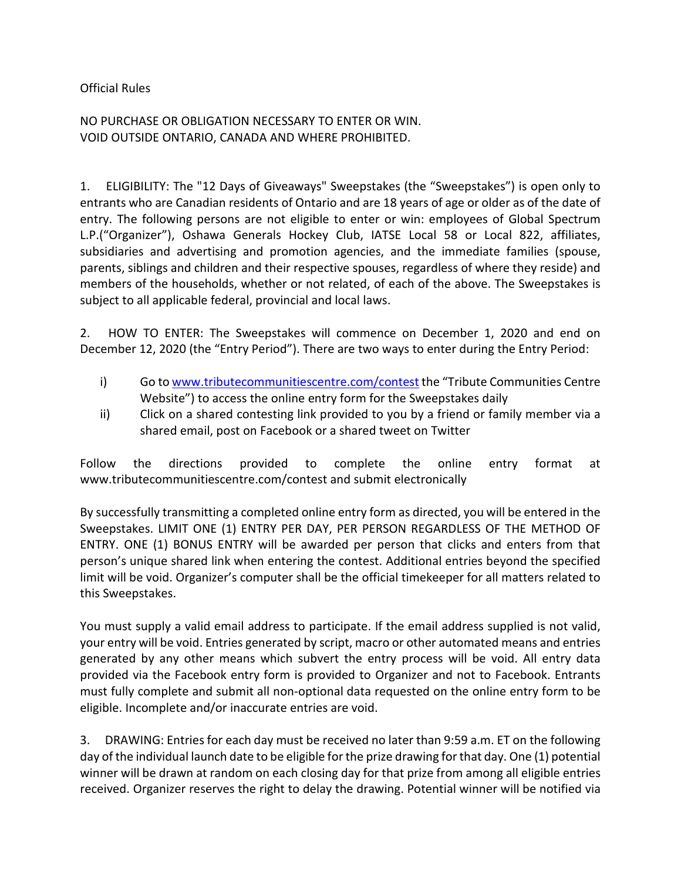Official Rules

NO PURCHASE OR OBLIGATION NECESSARY TO ENTER OR WIN.
VOID OUTSIDE ONTARIO, CANADA AND WHERE PROHIBITED.

1. ELIGIBILITY: The "12 Days of Giveaways" Sweepstakes (the "Sweepstakes") is open only to entrants who are Canadian residents of Ontario and are 18 years of age or older as of the date of entry. The following persons are not eligible to enter or win: employees of Global Spectrum L.P.("Organizer"), Oshawa Generals Hockey Club, IATSE Local 58 or Local 822, affiliates, subsidiaries and advertising and promotion agencies, and the immediate families (spouse, parents, siblings and children and their respective spouses, regardless of where they reside) and members of the households, whether or not related, of each of the above. The Sweepstakes is subject to all applicable federal, provincial and local laws.

2. HOW TO ENTER: The Sweepstakes will commence on December 1, 2020 and end on December 12, 2020 (the "Entry Period"). There are two ways to enter during the Entry Period:

i) Go to [www.tributecommunitiescentre.com/contest](http://www.tributecommunitiescentre.com/contest) the "Tribute Communities Centre Website") to access the online entry form for the Sweepstakes daily

ii) Click on a shared contesting link provided to you by a friend or family member via a shared email, post on Facebook or a shared tweet on Twitter

Follow the directions provided to complete the online entry format at www.tributecommunitiescentre.com/contest and submit electronically

By successfully transmitting a completed online entry form as directed, you will be entered in the Sweepstakes. LIMIT ONE (1) ENTRY PER DAY, PER PERSON REGARDLESS OF THE METHOD OF ENTRY. ONE (1) BONUS ENTRY will be awarded per person that clicks and enters from that person's unique shared link when entering the contest. Additional entries beyond the specified limit will be void. Organizer's computer shall be the official timekeeper for all matters related to this Sweepstakes.

You must supply a valid email address to participate. If the email address supplied is not valid, your entry will be void. Entries generated by script, macro or other automated means and entries generated by any other means which subvert the entry process will be void. All entry data provided via the Facebook entry form is provided to Organizer and not to Facebook. Entrants must fully complete and submit all non-optional data requested on the online entry form to be eligible. Incomplete and/or inaccurate entries are void.

3. DRAWING: Entries for each day must be received no later than 9:59 a.m. ET on the following day of the individual launch date to be eligible for the prize drawing for that day. One (1) potential winner will be drawn at random on each closing day for that prize from among all eligible entries received. Organizer reserves the right to delay the drawing. Potential winner will be notified via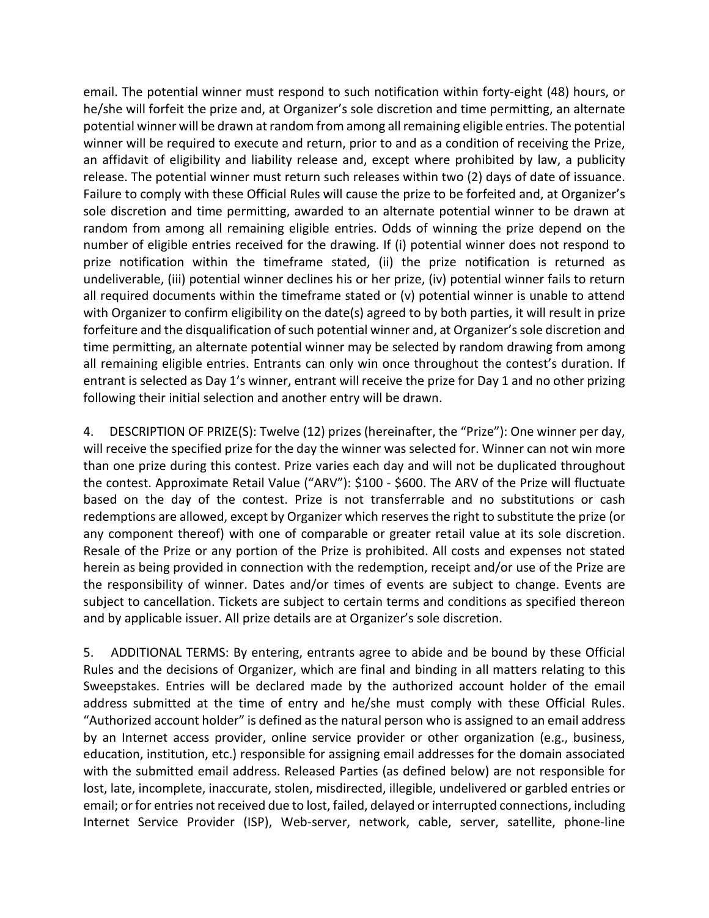email. The potential winner must respond to such notification within forty-eight (48) hours, or he/she will forfeit the prize and, at Organizer's sole discretion and time permitting, an alternate potential winner will be drawn at random from among all remaining eligible entries. The potential winner will be required to execute and return, prior to and as a condition of receiving the Prize, an affidavit of eligibility and liability release and, except where prohibited by law, a publicity release. The potential winner must return such releases within two (2) days of date of issuance. Failure to comply with these Official Rules will cause the prize to be forfeited and, at Organizer's sole discretion and time permitting, awarded to an alternate potential winner to be drawn at random from among all remaining eligible entries. Odds of winning the prize depend on the number of eligible entries received for the drawing. If (i) potential winner does not respond to prize notification within the timeframe stated, (ii) the prize notification is returned as undeliverable, (iii) potential winner declines his or her prize, (iv) potential winner fails to return all required documents within the timeframe stated or (v) potential winner is unable to attend with Organizer to confirm eligibility on the date(s) agreed to by both parties, it will result in prize forfeiture and the disqualification of such potential winner and, at Organizer's sole discretion and time permitting, an alternate potential winner may be selected by random drawing from among all remaining eligible entries. Entrants can only win once throughout the contest's duration. If entrant is selected as Day 1's winner, entrant will receive the prize for Day 1 and no other prizing following their initial selection and another entry will be drawn.

4. DESCRIPTION OF PRIZE(S): Twelve (12) prizes (hereinafter, the "Prize"): One winner per day, will receive the specified prize for the day the winner was selected for. Winner can not win more than one prize during this contest. Prize varies each day and will not be duplicated throughout the contest. Approximate Retail Value ("ARV"): $100 - $600. The ARV of the Prize will fluctuate based on the day of the contest. Prize is not transferrable and no substitutions or cash redemptions are allowed, except by Organizer which reserves the right to substitute the prize (or any component thereof) with one of comparable or greater retail value at its sole discretion. Resale of the Prize or any portion of the Prize is prohibited. All costs and expenses not stated herein as being provided in connection with the redemption, receipt and/or use of the Prize are the responsibility of winner. Dates and/or times of events are subject to change. Events are subject to cancellation. Tickets are subject to certain terms and conditions as specified thereon and by applicable issuer. All prize details are at Organizer's sole discretion.

5. ADDITIONAL TERMS: By entering, entrants agree to abide and be bound by these Official Rules and the decisions of Organizer, which are final and binding in all matters relating to this Sweepstakes. Entries will be declared made by the authorized account holder of the email address submitted at the time of entry and he/she must comply with these Official Rules. "Authorized account holder" is defined as the natural person who is assigned to an email address by an Internet access provider, online service provider or other organization (e.g., business, education, institution, etc.) responsible for assigning email addresses for the domain associated with the submitted email address. Released Parties (as defined below) are not responsible for lost, late, incomplete, inaccurate, stolen, misdirected, illegible, undelivered or garbled entries or email; or for entries not received due to lost, failed, delayed or interrupted connections, including Internet Service Provider (ISP), Web-server, network, cable, server, satellite, phone-line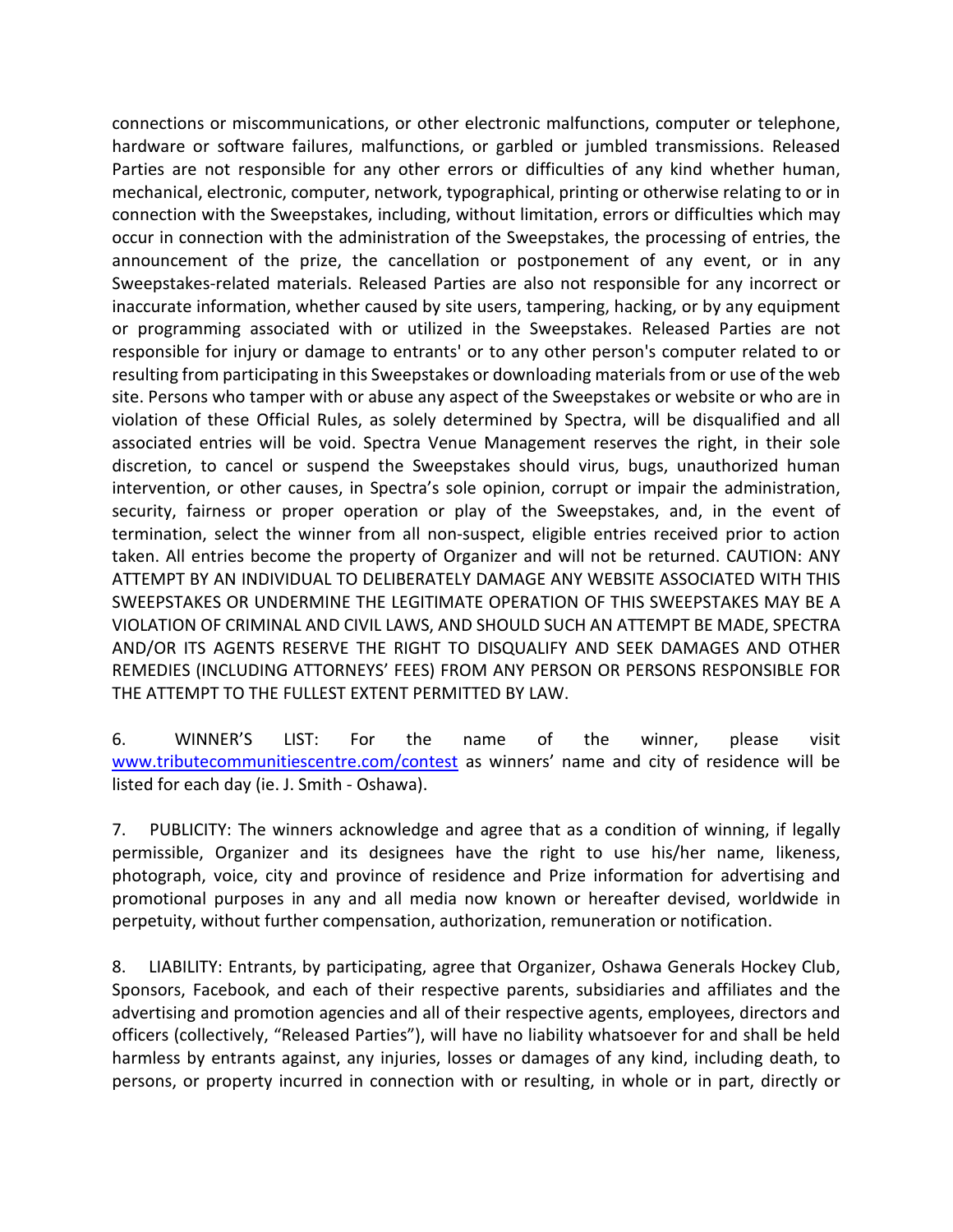connections or miscommunications, or other electronic malfunctions, computer or telephone, hardware or software failures, malfunctions, or garbled or jumbled transmissions. Released Parties are not responsible for any other errors or difficulties of any kind whether human, mechanical, electronic, computer, network, typographical, printing or otherwise relating to or in connection with the Sweepstakes, including, without limitation, errors or difficulties which may occur in connection with the administration of the Sweepstakes, the processing of entries, the announcement of the prize, the cancellation or postponement of any event, or in any Sweepstakes-related materials. Released Parties are also not responsible for any incorrect or inaccurate information, whether caused by site users, tampering, hacking, or by any equipment or programming associated with or utilized in the Sweepstakes. Released Parties are not responsible for injury or damage to entrants' or to any other person's computer related to or resulting from participating in this Sweepstakes or downloading materials from or use of the web site. Persons who tamper with or abuse any aspect of the Sweepstakes or website or who are in violation of these Official Rules, as solely determined by Spectra, will be disqualified and all associated entries will be void. Spectra Venue Management reserves the right, in their sole discretion, to cancel or suspend the Sweepstakes should virus, bugs, unauthorized human intervention, or other causes, in Spectra's sole opinion, corrupt or impair the administration, security, fairness or proper operation or play of the Sweepstakes, and, in the event of termination, select the winner from all non-suspect, eligible entries received prior to action taken. All entries become the property of Organizer and will not be returned. CAUTION: ANY ATTEMPT BY AN INDIVIDUAL TO DELIBERATELY DAMAGE ANY WEBSITE ASSOCIATED WITH THIS SWEEPSTAKES OR UNDERMINE THE LEGITIMATE OPERATION OF THIS SWEEPSTAKES MAY BE A VIOLATION OF CRIMINAL AND CIVIL LAWS, AND SHOULD SUCH AN ATTEMPT BE MADE, SPECTRA AND/OR ITS AGENTS RESERVE THE RIGHT TO DISQUALIFY AND SEEK DAMAGES AND OTHER REMEDIES (INCLUDING ATTORNEYS' FEES) FROM ANY PERSON OR PERSONS RESPONSIBLE FOR THE ATTEMPT TO THE FULLEST EXTENT PERMITTED BY LAW.

6. WINNER'S LIST: For the name of the winner, please visit [www.tributecommunitiescentre.com/contest](www.tributecommunitiescentre.com/contest) as winners' name and city of residence will be listed for each day (ie. J. Smith - Oshawa).

7. PUBLICITY: The winners acknowledge and agree that as a condition of winning, if legally permissible, Organizer and its designees have the right to use his/her name, likeness, photograph, voice, city and province of residence and Prize information for advertising and promotional purposes in any and all media now known or hereafter devised, worldwide in perpetuity, without further compensation, authorization, remuneration or notification.

8. LIABILITY: Entrants, by participating, agree that Organizer, Oshawa Generals Hockey Club, Sponsors, Facebook, and each of their respective parents, subsidiaries and affiliates and the advertising and promotion agencies and all of their respective agents, employees, directors and officers (collectively, "Released Parties"), will have no liability whatsoever for and shall be held harmless by entrants against, any injuries, losses or damages of any kind, including death, to persons, or property incurred in connection with or resulting, in whole or in part, directly or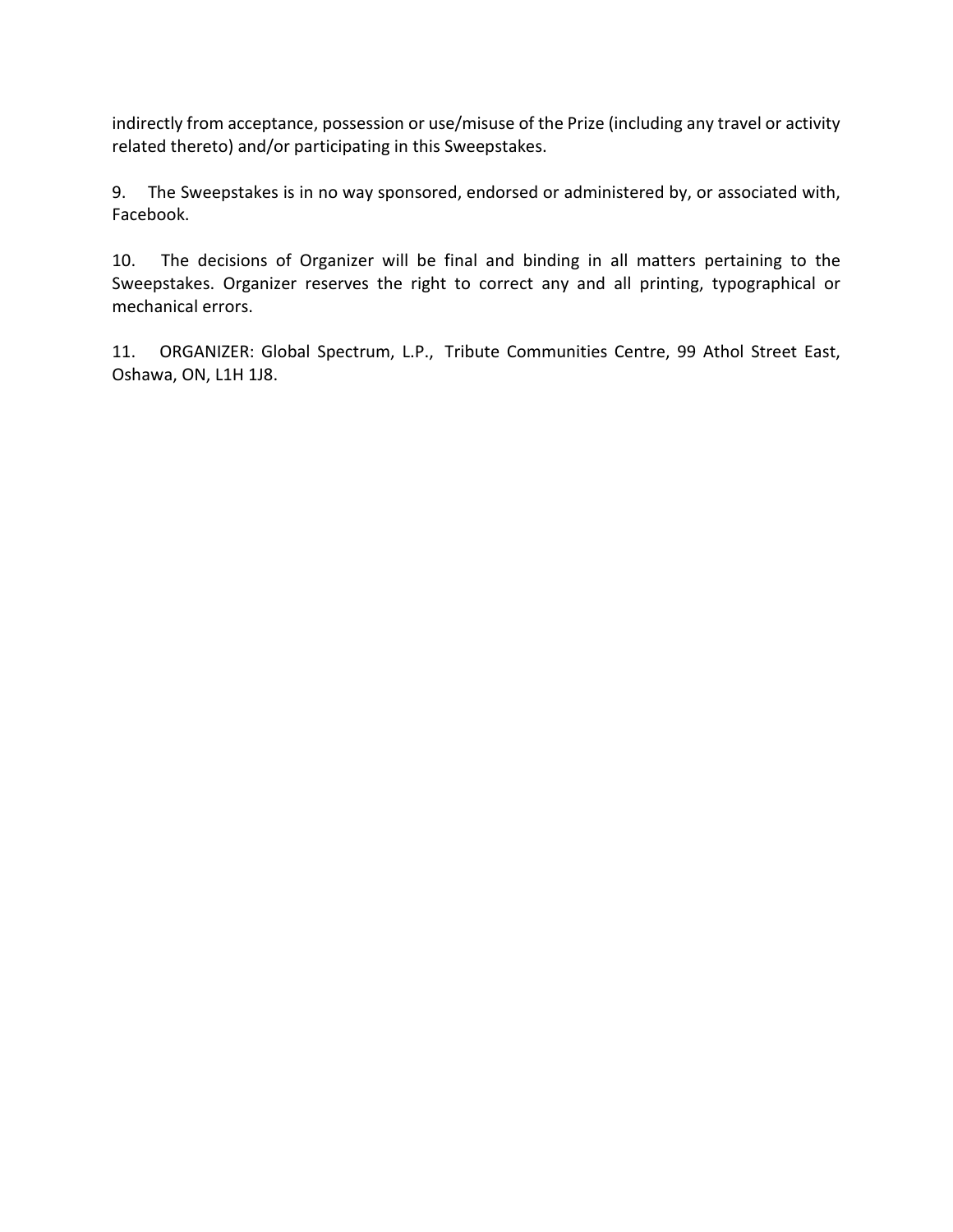indirectly from acceptance, possession or use/misuse of the Prize (including any travel or activity related thereto) and/or participating in this Sweepstakes.

9. The Sweepstakes is in no way sponsored, endorsed or administered by, or associated with, Facebook.

10. The decisions of Organizer will be final and binding in all matters pertaining to the Sweepstakes. Organizer reserves the right to correct any and all printing, typographical or mechanical errors.

11. ORGANIZER: Global Spectrum, L.P., Tribute Communities Centre, 99 Athol Street East, Oshawa, ON, L1H 1J8.